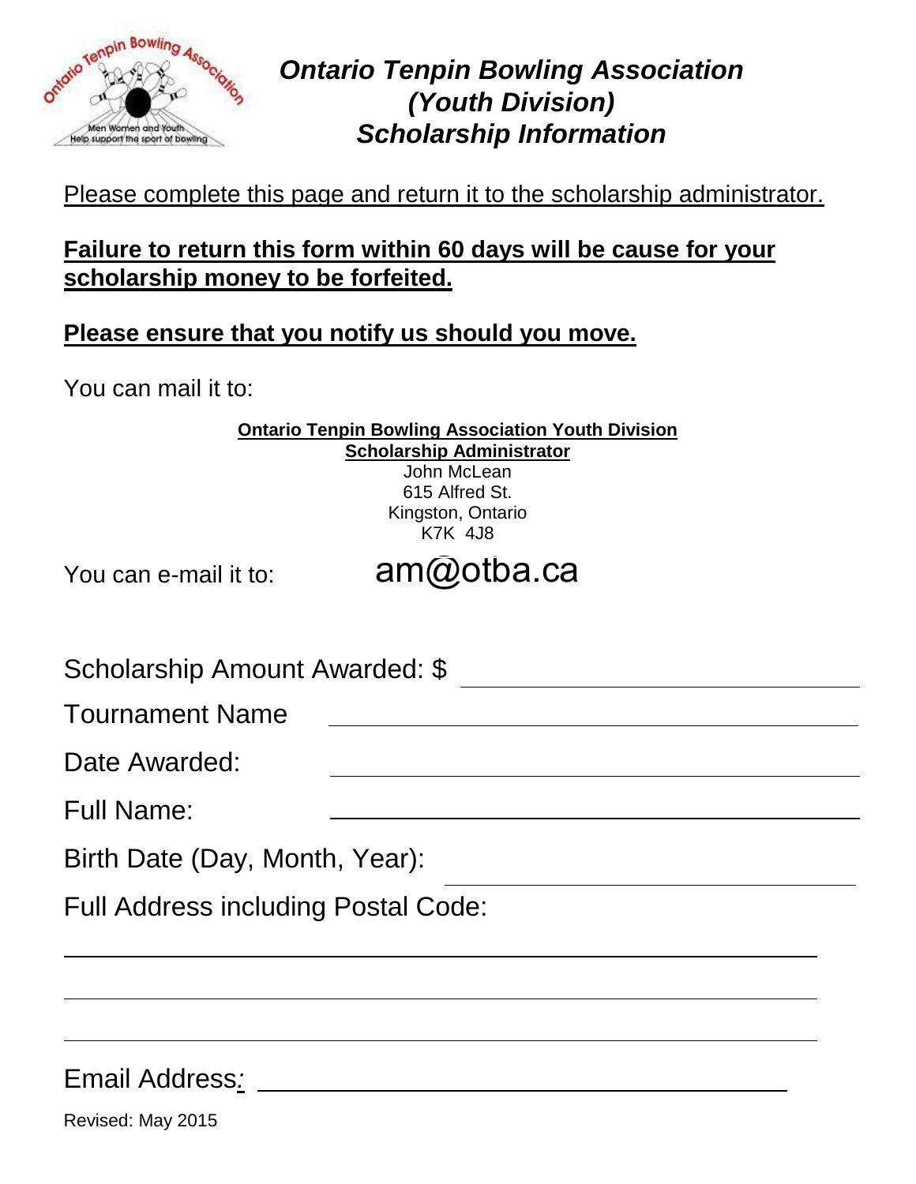# *Ontario Tenpin Bowling Association (Youth Division) Scholarship Information*

Please complete this page and return it to the scholarship administrator.

**Failure to return this form within 60 days will be cause for your scholarship money to be forfeited.**

**Please ensure that you notify us should you move.**

You can mail it to:

**Ontario Tenpin Bowling Association Youth Division**
**Scholarship Administrator**
John McLean
615 Alfred St.
Kingston, Ontario
K7K 4J8

You can e-mail it to: am@otba.ca

Scholarship Amount Awarded: $ \_\_\_\_\_\_\_\_\_\_\_\_\_\_\_\_\_\_\_\_

Tournament Name \_\_\_\_\_\_\_\_\_\_\_\_\_\_\_\_\_\_\_\_

Date Awarded: \_\_\_\_\_\_\_\_\_\_\_\_\_\_\_\_\_\_\_\_

Full Name: \_\_\_\_\_\_\_\_\_\_\_\_\_\_\_\_\_\_\_\_

Birth Date (Day, Month, Year): \_\_\_\_\_\_\_\_\_\_\_\_\_\_\_\_\_\_\_\_

Full Address including Postal Code:

\_\_\_\_\_\_\_\_\_\_\_\_\_\_\_\_\_\_\_\_\_\_\_\_\_\_\_\_\_\_\_\_\_\_\_\_\_\_\_\_

\_\_\_\_\_\_\_\_\_\_\_\_\_\_\_\_\_\_\_\_\_\_\_\_\_\_\_\_\_\_\_\_\_\_\_\_\_\_\_\_

\_\_\_\_\_\_\_\_\_\_\_\_\_\_\_\_\_\_\_\_\_\_\_\_\_\_\_\_\_\_\_\_\_\_\_\_\_\_\_\_

Email Address: \_\_\_\_\_\_\_\_\_\_\_\_\_\_\_\_\_\_\_\_

Revised: May 2015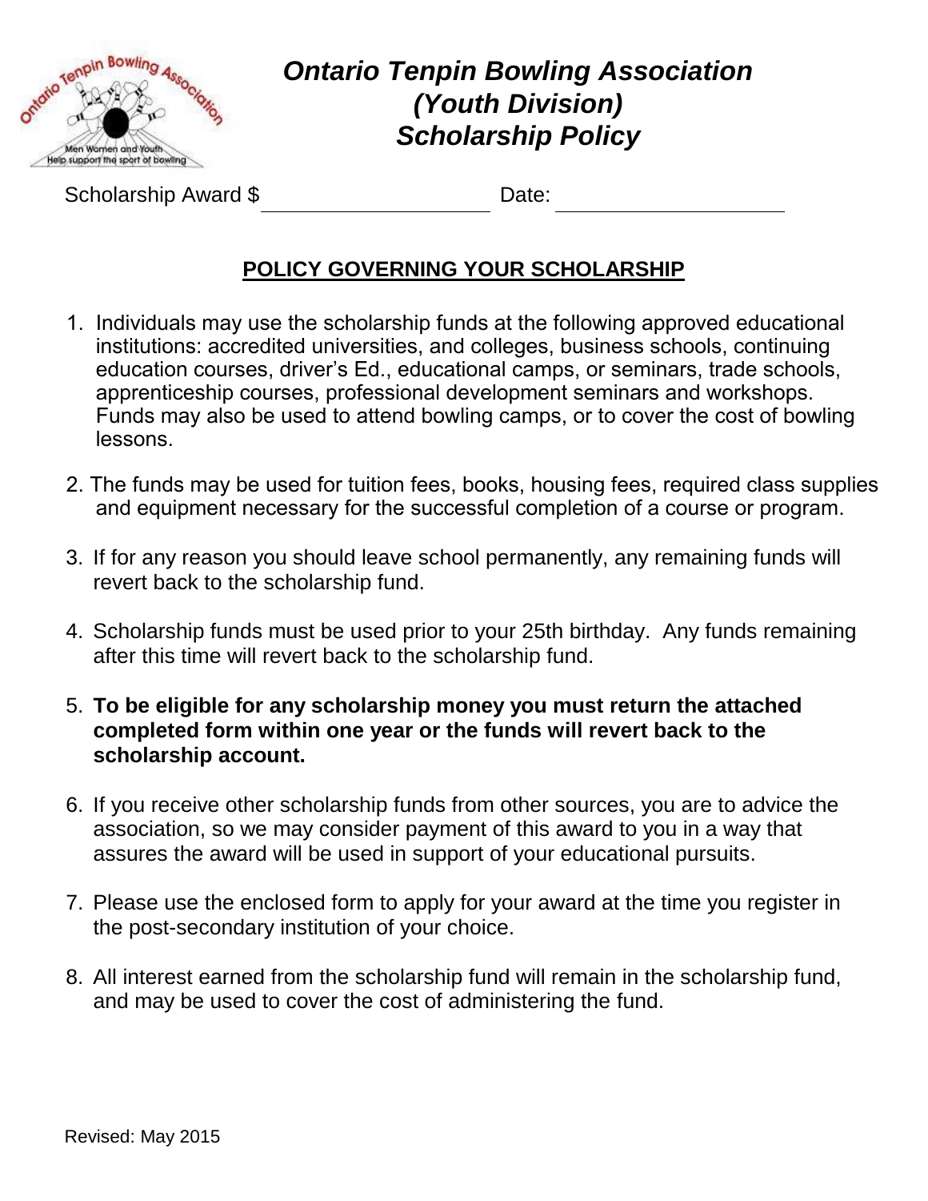# *Ontario Tenpin Bowling Association (Youth Division) Scholarship Policy*

Scholarship Award $ ____________________ Date: ____________________

## POLICY GOVERNING YOUR SCHOLARSHIP

1. Individuals may use the scholarship funds at the following approved educational institutions: accredited universities, and colleges, business schools, continuing education courses, driver's Ed., educational camps, or seminars, trade schools, apprenticeship courses, professional development seminars and workshops. Funds may also be used to attend bowling camps, or to cover the cost of bowling lessons.

2. The funds may be used for tuition fees, books, housing fees, required class supplies and equipment necessary for the successful completion of a course or program.

3. If for any reason you should leave school permanently, any remaining funds will revert back to the scholarship fund.

4. Scholarship funds must be used prior to your 25th birthday. Any funds remaining after this time will revert back to the scholarship fund.

5. **To be eligible for any scholarship money you must return the attached completed form within one year or the funds will revert back to the scholarship account.**

6. If you receive other scholarship funds from other sources, you are to advice the association, so we may consider payment of this award to you in a way that assures the award will be used in support of your educational pursuits.

7. Please use the enclosed form to apply for your award at the time you register in the post-secondary institution of your choice.

8. All interest earned from the scholarship fund will remain in the scholarship fund, and may be used to cover the cost of administering the fund.

Revised: May 2015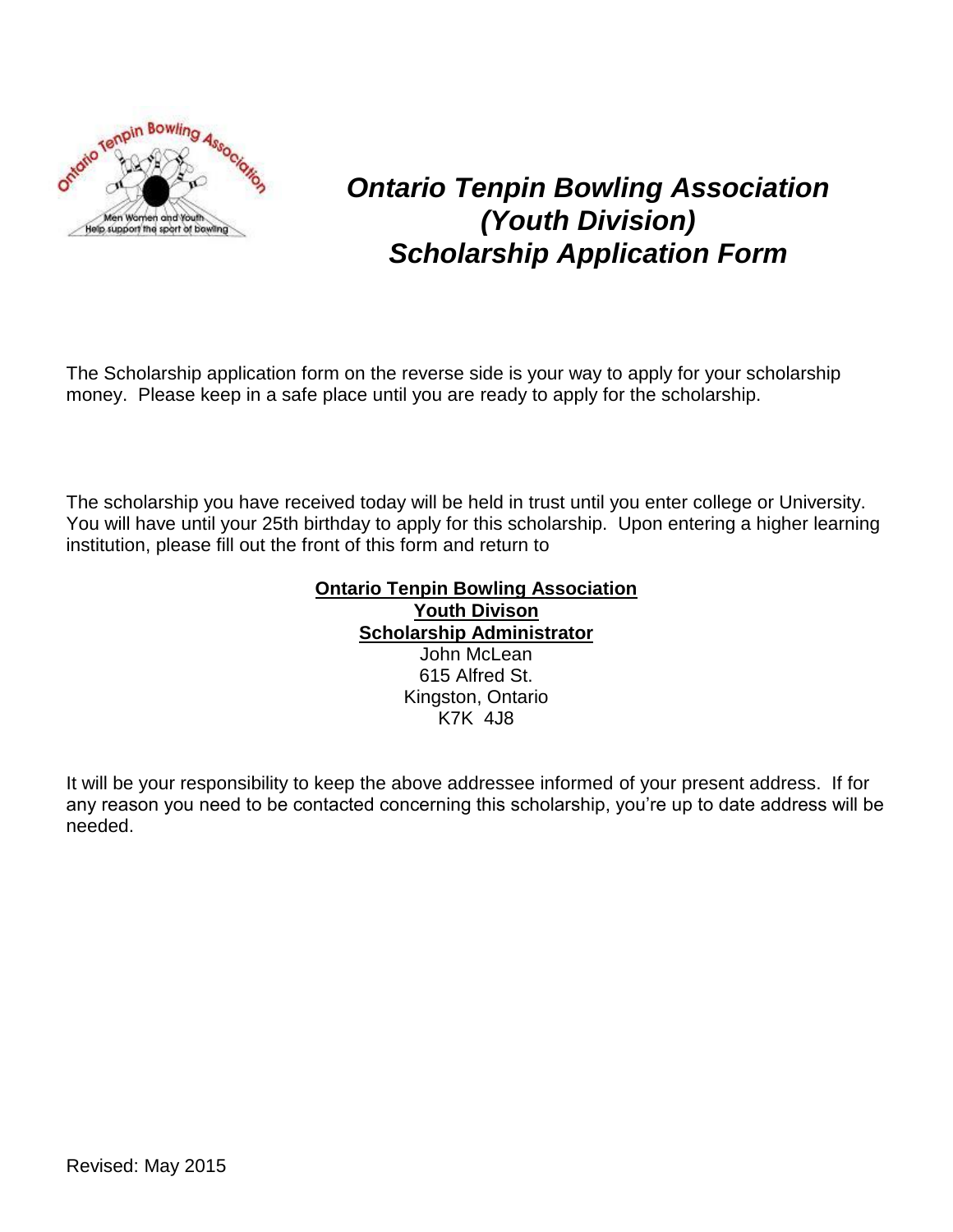# *Ontario Tenpin Bowling Association (Youth Division) Scholarship Application Form*

The Scholarship application form on the reverse side is your way to apply for your scholarship money. Please keep in a safe place until you are ready to apply for the scholarship.

The scholarship you have received today will be held in trust until you enter college or University. You will have until your 25th birthday to apply for this scholarship. Upon entering a higher learning institution, please fill out the front of this form and return to

**Ontario Tenpin Bowling Association**
**Youth Divison**
**Scholarship Administrator**
John McLean
615 Alfred St.
Kingston, Ontario
K7K 4J8

It will be your responsibility to keep the above addressee informed of your present address. If for any reason you need to be contacted concerning this scholarship, you're up to date address will be needed.

Revised: May 2015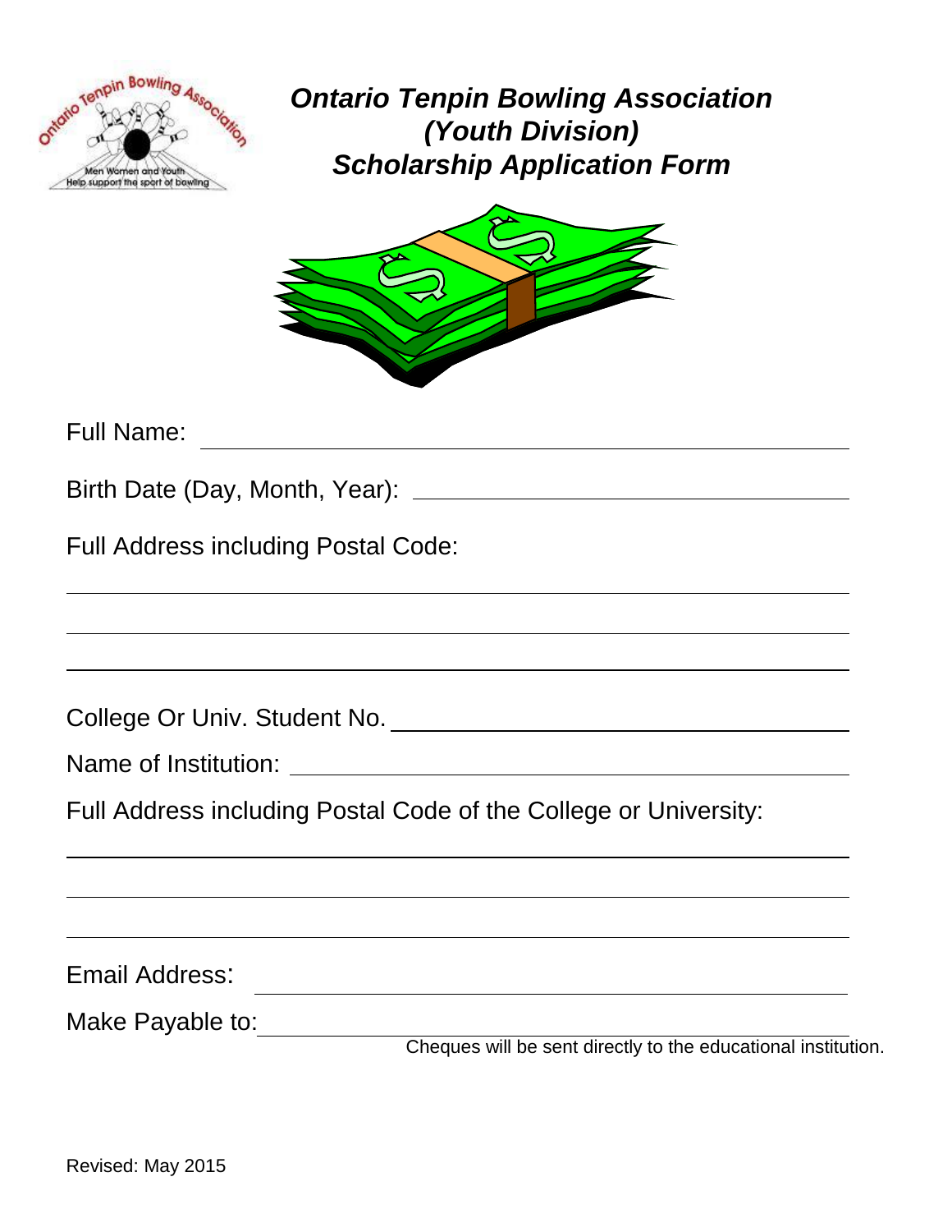# *Ontario Tenpin Bowling Association (Youth Division) Scholarship Application Form*

Full Name: ______________________________________________

Birth Date (Day, Month, Year): ______________________________

Full Address including Postal Code:

______________________________________________

______________________________________________

______________________________________________

College Or Univ. Student No. ______________________________

Name of Institution: ______________________________________

Full Address including Postal Code of the College or University:

______________________________________________

______________________________________________

______________________________________________

Email Address: ___________________________________________

Make Payable to: _________________________________________

Cheques will be sent directly to the educational institution.

Revised: May 2015